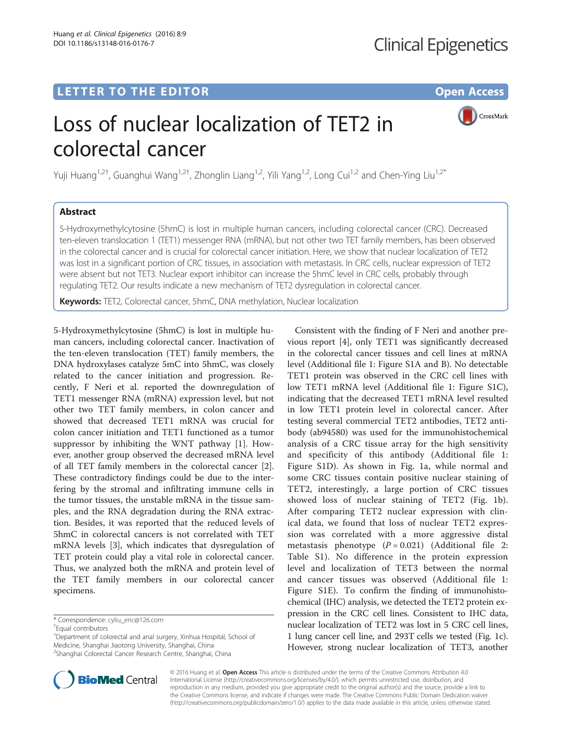LETTER TO THE EDITOR Open Access

# Loss of nuclear localization of TET2 in colorectal cancer

Yuji Huang[1,2†], Guanghui Wang[1,2†], Zhonglin Liang[1,2], Yili Yang[1,2], Long Cui[1,2] and Chen-Ying Liu[1,2*]

## Abstract

5-Hydroxymethylcytosine (5hmC) is lost in multiple human cancers, including colorectal cancer (CRC). Decreased ten-eleven translocation 1 (TET1) messenger RNA (mRNA), but not other two TET family members, has been observed in the colorectal cancer and is crucial for colorectal cancer initiation. Here, we show that nuclear localization of TET2 was lost in a significant portion of CRC tissues, in association with metastasis. In CRC cells, nuclear expression of TET2 were absent but not TET3. Nuclear export inhibitor can increase the 5hmC level in CRC cells, probably through regulating TET2. Our results indicate a new mechanism of TET2 dysregulation in colorectal cancer.

**Keywords:** TET2, Colorectal cancer, 5hmC, DNA methylation, Nuclear localization

5-Hydroxymethylcytosine (5hmC) is lost in multiple human cancers, including colorectal cancer. Inactivation of the ten-eleven translocation (TET) family members, the DNA hydroxylases catalyze 5mC into 5hmC, was closely related to the cancer initiation and progression. Recently, F Neri et al. reported the downregulation of TET1 messenger RNA (mRNA) expression level, but not other two TET family members, in colon cancer and showed that decreased TET1 mRNA was crucial for colon cancer initiation and TET1 functioned as a tumor suppressor by inhibiting the WNT pathway [1]. However, another group observed the decreased mRNA level of all TET family members in the colorectal cancer [2]. These contradictory findings could be due to the interfering by the stromal and infiltrating immune cells in the tumor tissues, the unstable mRNA in the tissue samples, and the RNA degradation during the RNA extraction. Besides, it was reported that the reduced levels of 5hmC in colorectal cancers is not correlated with TET mRNA levels [3], which indicates that dysregulation of TET protein could play a vital role in colorectal cancer. Thus, we analyzed both the mRNA and protein level of the TET family members in our colorectal cancer specimens.

Consistent with the finding of F Neri and another previous report [4], only TET1 was significantly decreased in the colorectal cancer tissues and cell lines at mRNA level (Additional file 1: Figure S1A and B). No detectable TET1 protein was observed in the CRC cell lines with low TET1 mRNA level (Additional file 1: Figure S1C), indicating that the decreased TET1 mRNA level resulted in low TET1 protein level in colorectal cancer. After testing several commercial TET2 antibodies, TET2 antibody (ab94580) was used for the immunohistochemical analysis of a CRC tissue array for the high sensitivity and specificity of this antibody (Additional file 1: Figure S1D). As shown in Fig. 1a, while normal and some CRC tissues contain positive nuclear staining of TET2, interestingly, a large portion of CRC tissues showed loss of nuclear staining of TET2 (Fig. 1b). After comparing TET2 nuclear expression with clinical data, we found that loss of nuclear TET2 expression was correlated with a more aggressive distal metastasis phenotype ($P = 0.021$) (Additional file 2: Table S1). No difference in the protein expression level and localization of TET3 between the normal and cancer tissues was observed (Additional file 1: Figure S1E). To confirm the finding of immunohistochemical (IHC) analysis, we detected the TET2 protein expression in the CRC cell lines. Consistent to IHC data, nuclear localization of TET2 was lost in 5 CRC cell lines, 1 lung cancer cell line, and 293T cells we tested (Fig. 1c). However, strong nuclear localization of TET3, another

\* Correspondence: cyliu_eric@126.com
†Equal contributors
[1]Department of colorectal and anal surgery, Xinhua Hospital, School of Medicine, Shanghai Jiaotong University, Shanghai, China
[2]Shanghai Colorectal Cancer Research Centre, Shanghai, China

© 2016 Huang et al. **Open Access** This article is distributed under the terms of the Creative Commons Attribution 4.0 International License (http://creativecommons.org/licenses/by/4.0/), which permits unrestricted use, distribution, and reproduction in any medium, provided you give appropriate credit to the original author(s) and the source, provide a link to the Creative Commons license, and indicate if changes were made. The Creative Commons Public Domain Dedication waiver (http://creativecommons.org/publicdomain/zero/1.0/) applies to the data made available in this article, unless otherwise stated.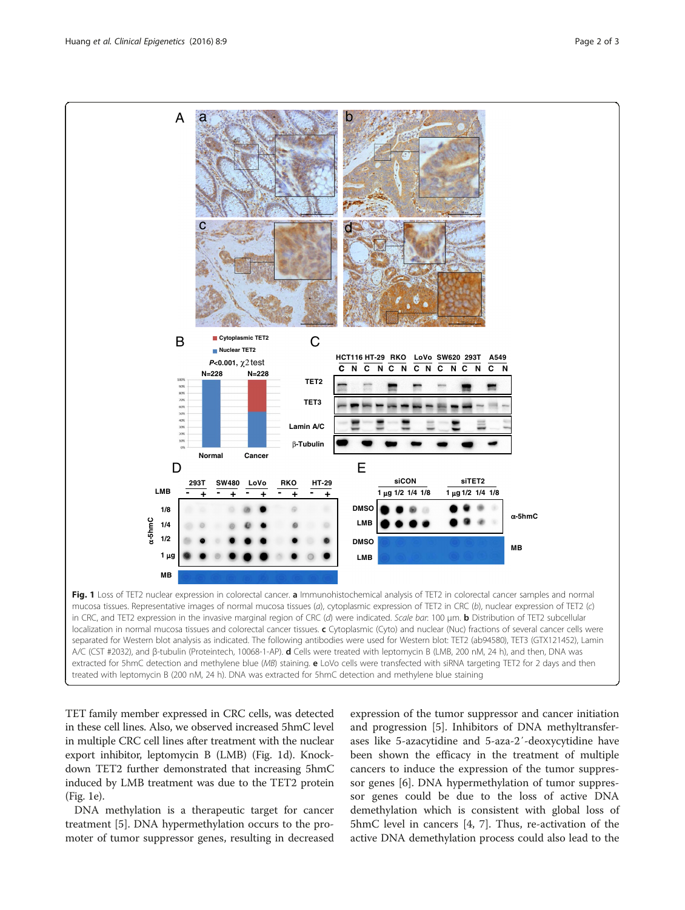**Fig. 1** Loss of TET2 nuclear expression in colorectal cancer. **a** Immunohistochemical analysis of TET2 in colorectal cancer samples and normal mucosa tissues. Representative images of normal mucosa tissues (*a*), cytoplasmic expression of TET2 in CRC (*b*), nuclear expression of TET2 (*c*) in CRC, and TET2 expression in the invasive marginal region of CRC (*d*) were indicated. *Scale bar*: 100 μm. **b** Distribution of TET2 subcellular localization in normal mucosa tissues and colorectal cancer tissues. **c** Cytoplasmic (Cyto) and nuclear (Nuc) fractions of several cancer cells were separated for Western blot analysis as indicated. The following antibodies were used for Western blot: TET2 (ab94580), TET3 (GTX121452), Lamin A/C (CST #2032), and β-tubulin (Proteintech, 10068-1-AP). **d** Cells were treated with leptomycin B (LMB, 200 nM, 24 h), and then, DNA was extracted for 5hmC detection and methylene blue (*MB*) staining. **e** LoVo cells were transfected with siRNA targeting TET2 for 2 days and then treated with leptomycin B (200 nM, 24 h). DNA was extracted for 5hmC detection and methylene blue staining

TET family member expressed in CRC cells, was detected in these cell lines. Also, we observed increased 5hmC level in multiple CRC cell lines after treatment with the nuclear export inhibitor, leptomycin B (LMB) (Fig. 1d). Knockdown TET2 further demonstrated that increasing 5hmC induced by LMB treatment was due to the TET2 protein (Fig. 1e).

DNA methylation is a therapeutic target for cancer treatment [5]. DNA hypermethylation occurs to the promoter of tumor suppressor genes, resulting in decreased expression of the tumor suppressor and cancer initiation and progression [5]. Inhibitors of DNA methyltransferases like 5-azacytidine and 5-aza-2′-deoxycytidine have been shown the efficacy in the treatment of multiple cancers to induce the expression of the tumor suppressor genes [6]. DNA hypermethylation of tumor suppressor genes could be due to the loss of active DNA demethylation which is consistent with global loss of 5hmC level in cancers [4, 7]. Thus, re-activation of the active DNA demethylation process could also lead to the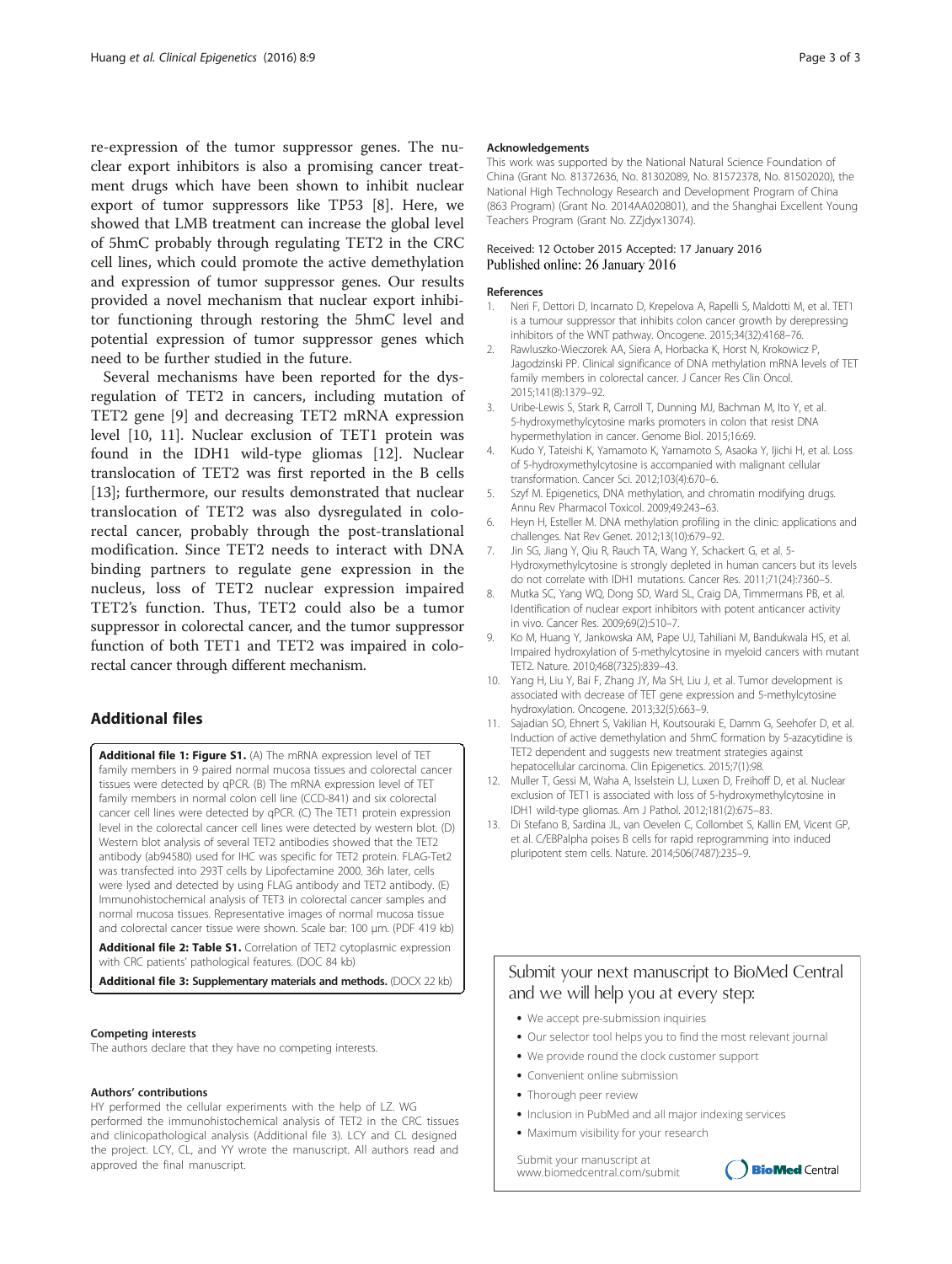re-expression of the tumor suppressor genes. The nuclear export inhibitors is also a promising cancer treatment drugs which have been shown to inhibit nuclear export of tumor suppressors like TP53 [8]. Here, we showed that LMB treatment can increase the global level of 5hmC probably through regulating TET2 in the CRC cell lines, which could promote the active demethylation and expression of tumor suppressor genes. Our results provided a novel mechanism that nuclear export inhibitor functioning through restoring the 5hmC level and potential expression of tumor suppressor genes which need to be further studied in the future.

Several mechanisms have been reported for the dysregulation of TET2 in cancers, including mutation of TET2 gene [9] and decreasing TET2 mRNA expression level [10, 11]. Nuclear exclusion of TET1 protein was found in the IDH1 wild-type gliomas [12]. Nuclear translocation of TET2 was first reported in the B cells [13]; furthermore, our results demonstrated that nuclear translocation of TET2 was also dysregulated in colorectal cancer, probably through the post-translational modification. Since TET2 needs to interact with DNA binding partners to regulate gene expression in the nucleus, loss of TET2 nuclear expression impaired TET2's function. Thus, TET2 could also be a tumor suppressor in colorectal cancer, and the tumor suppressor function of both TET1 and TET2 was impaired in colorectal cancer through different mechanism.

## Additional files

**Additional file 1: Figure S1.** (A) The mRNA expression level of TET family members in 9 paired normal mucosa tissues and colorectal cancer tissues were detected by qPCR. (B) The mRNA expression level of TET family members in normal colon cell line (CCD-841) and six colorectal cancer cell lines were detected by qPCR. (C) The TET1 protein expression level in the colorectal cancer cell lines were detected by western blot. (D) Western blot analysis of several TET2 antibodies showed that the TET2 antibody (ab94580) used for IHC was specific for TET2 protein. FLAG-Tet2 was transfected into 293T cells by Lipofectamine 2000. 36h later, cells were lysed and detected by using FLAG antibody and TET2 antibody. (E) Immunohistochemical analysis of TET3 in colorectal cancer samples and normal mucosa tissues. Representative images of normal mucosa tissue and colorectal cancer tissue were shown. Scale bar: 100 μm. (PDF 419 kb)

**Additional file 2: Table S1.** Correlation of TET2 cytoplasmic expression with CRC patients' pathological features. (DOC 84 kb)

**Additional file 3: Supplementary materials and methods.** (DOCX 22 kb)

#### Competing interests

The authors declare that they have no competing interests.

#### Authors' contributions

HY performed the cellular experiments with the help of LZ. WG performed the immunohistochemical analysis of TET2 in the CRC tissues and clinicopathological analysis (Additional file 3). LCY and CL designed the project. LCY, CL, and YY wrote the manuscript. All authors read and approved the final manuscript.

#### Acknowledgements

This work was supported by the National Natural Science Foundation of China (Grant No. 81372636, No. 81302089, No. 81572378, No. 81502020), the National High Technology Research and Development Program of China (863 Program) (Grant No. 2014AA020801), and the Shanghai Excellent Young Teachers Program (Grant No. ZZjdyx13074).

Received: 12 October 2015 Accepted: 17 January 2016
Published online: 26 January 2016

#### References

1. Neri F, Dettori D, Incarnato D, Krepelova A, Rapelli S, Maldotti M, et al. TET1 is a tumour suppressor that inhibits colon cancer growth by derepressing inhibitors of the WNT pathway. Oncogene. 2015;34(32):4168–76.
2. Rawluszko-Wieczorek AA, Siera A, Horbacka K, Horst N, Krokowicz P, Jagodzinski PP. Clinical significance of DNA methylation mRNA levels of TET family members in colorectal cancer. J Cancer Res Clin Oncol. 2015;141(8):1379–92.
3. Uribe-Lewis S, Stark R, Carroll T, Dunning MJ, Bachman M, Ito Y, et al. 5-hydroxymethylcytosine marks promoters in colon that resist DNA hypermethylation in cancer. Genome Biol. 2015;16:69.
4. Kudo Y, Tateishi K, Yamamoto K, Yamamoto S, Asaoka Y, Ijichi H, et al. Loss of 5-hydroxymethylcytosine is accompanied with malignant cellular transformation. Cancer Sci. 2012;103(4):670–6.
5. Szyf M. Epigenetics, DNA methylation, and chromatin modifying drugs. Annu Rev Pharmacol Toxicol. 2009;49:243–63.
6. Heyn H, Esteller M. DNA methylation profiling in the clinic: applications and challenges. Nat Rev Genet. 2012;13(10):679–92.
7. Jin SG, Jiang Y, Qiu R, Rauch TA, Wang Y, Schackert G, et al. 5-Hydroxymethylcytosine is strongly depleted in human cancers but its levels do not correlate with IDH1 mutations. Cancer Res. 2011;71(24):7360–5.
8. Mutka SC, Yang WQ, Dong SD, Ward SL, Craig DA, Timmermans PB, et al. Identification of nuclear export inhibitors with potent anticancer activity in vivo. Cancer Res. 2009;69(2):510–7.
9. Ko M, Huang Y, Jankowska AM, Pape UJ, Tahiliani M, Bandukwala HS, et al. Impaired hydroxylation of 5-methylcytosine in myeloid cancers with mutant TET2. Nature. 2010;468(7325):839–43.
10. Yang H, Liu Y, Bai F, Zhang JY, Ma SH, Liu J, et al. Tumor development is associated with decrease of TET gene expression and 5-methylcytosine hydroxylation. Oncogene. 2013;32(5):663–9.
11. Sajadian SO, Ehnert S, Vakilian H, Koutsouraki E, Damm G, Seehofer D, et al. Induction of active demethylation and 5hmC formation by 5-azacytidine is TET2 dependent and suggests new treatment strategies against hepatocellular carcinoma. Clin Epigenetics. 2015;7(1):98.
12. Muller T, Gessi M, Waha A, Isselstein LJ, Luxen D, Freihoff D, et al. Nuclear exclusion of TET1 is associated with loss of 5-hydroxymethylcytosine in IDH1 wild-type gliomas. Am J Pathol. 2012;181(2):675–83.
13. Di Stefano B, Sardina JL, van Oevelen C, Collombet S, Kallin EM, Vicent GP, et al. C/EBPalpha poises B cells for rapid reprogramming into induced pluripotent stem cells. Nature. 2014;506(7487):235–9.

Submit your next manuscript to BioMed Central and we will help you at every step:

- We accept pre-submission inquiries
- Our selector tool helps you to find the most relevant journal
- We provide round the clock customer support
- Convenient online submission
- Thorough peer review
- Inclusion in PubMed and all major indexing services
- Maximum visibility for your research

Submit your manuscript at
www.biomedcentral.com/submit

BioMed Central